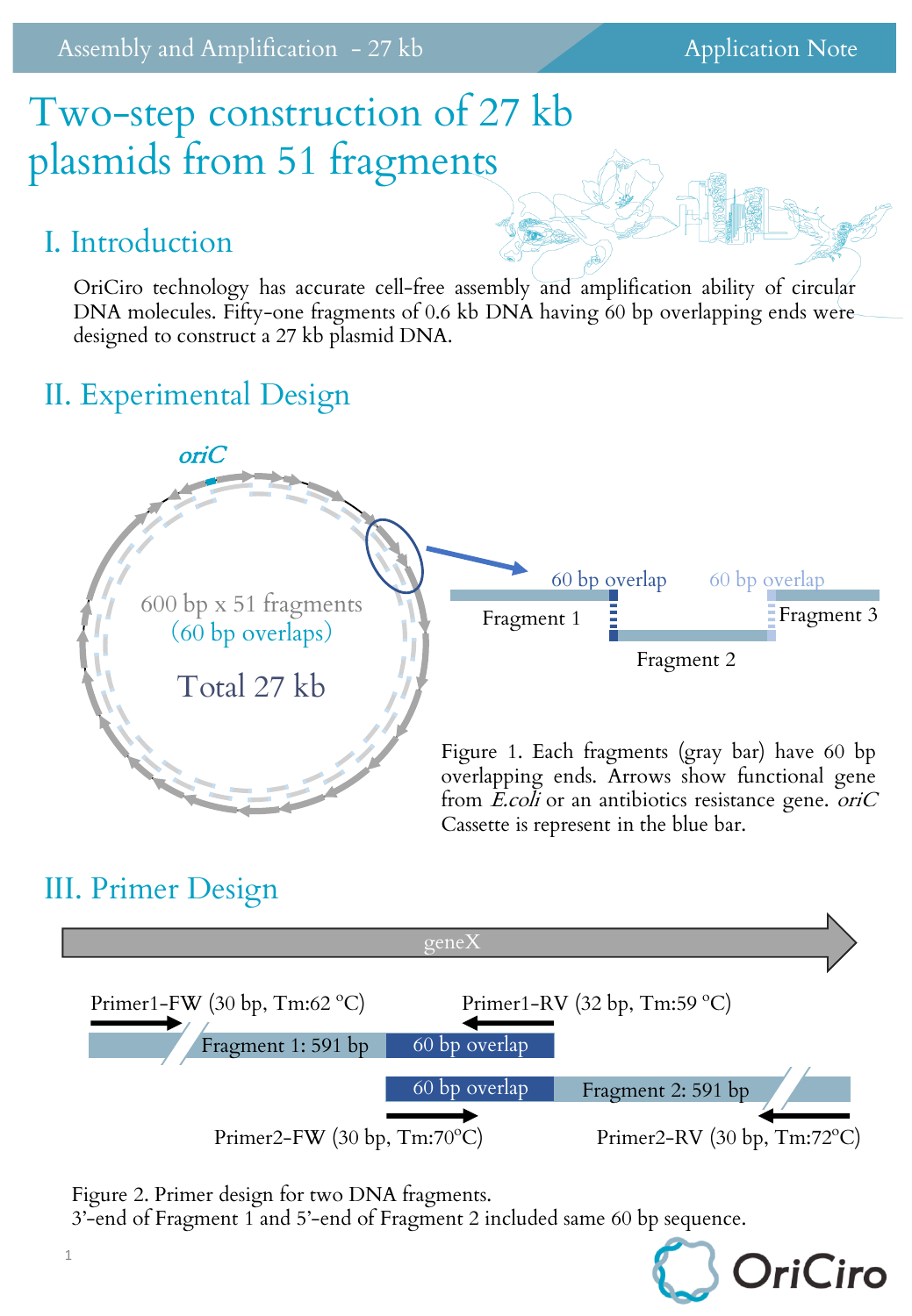# Two-step construction of 27 kb plasmids from 51 fragments

## I. Introduction

OriCiro technology has accurate cell-free assembly and amplification ability of circular DNA molecules. Fifty-one fragments of 0.6 kb DNA having 60 bp overlapping ends were designed to construct a 27 kb plasmid DNA.

## II. Experimental Design

*oriC*

600 bp x 51 fragments
(60 bp overlaps)

Total 27 kb

60 bp overlap — 60 bp overlap

Fragment 1 — Fragment 2 — Fragment 3

Figure 1. Each fragments (gray bar) have 60 bp overlapping ends. Arrows show functional gene from *E.coli* or an antibiotics resistance gene. *oriC* Cassette is represent in the blue bar.

## III. Primer Design

geneX

Primer1-FW (30 bp, Tm:62 °C) — Primer1-RV (32 bp, Tm:59 °C)

Fragment 1: 591 bp — 60 bp overlap

60 bp overlap — Fragment 2: 591 bp

Primer2-FW (30 bp, Tm:70°C) — Primer2-RV (30 bp, Tm:72°C)

Figure 2. Primer design for two DNA fragments.
3'-end of Fragment 1 and 5'-end of Fragment 2 included same 60 bp sequence.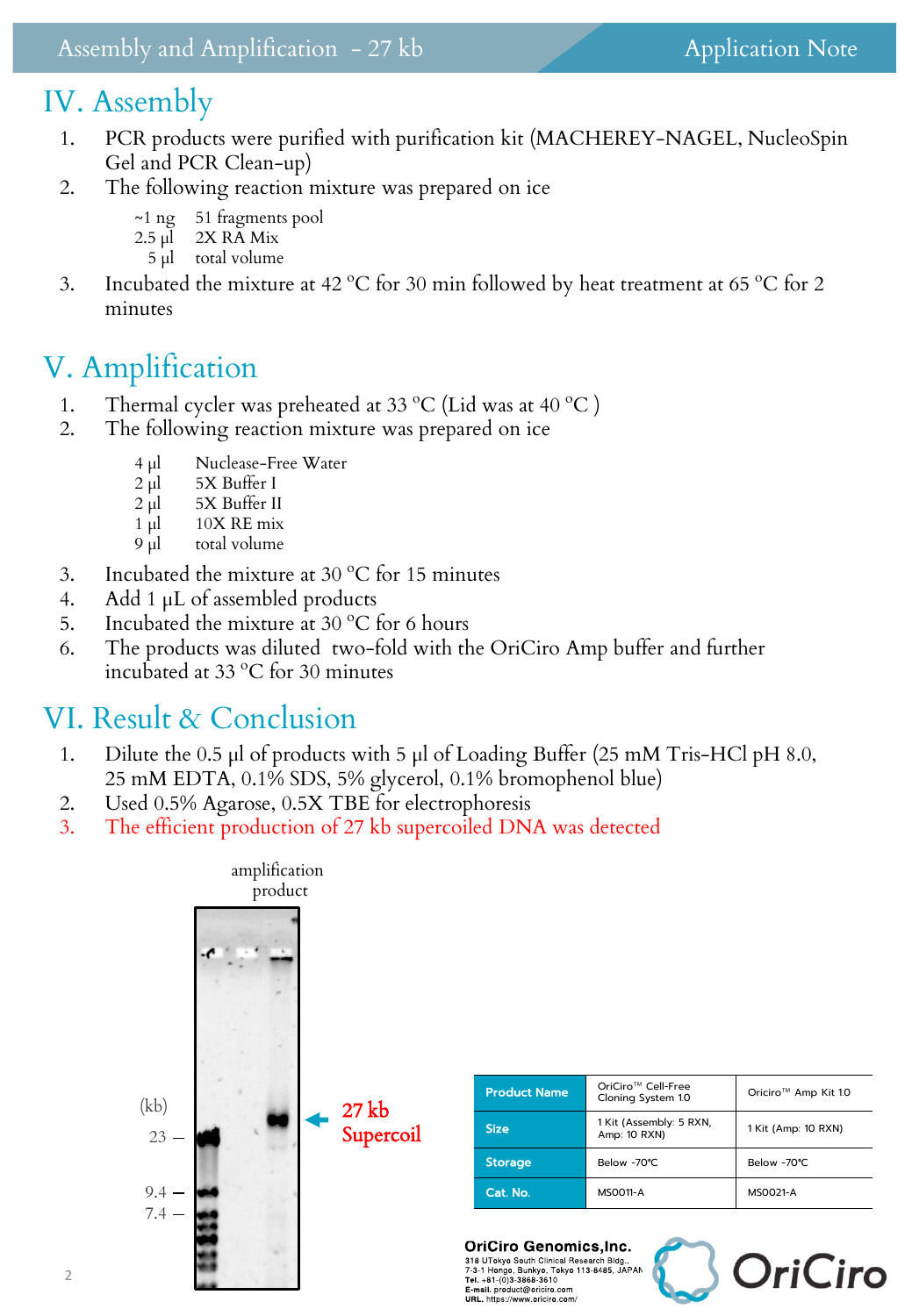# IV. Assembly

1. PCR products were purified with purification kit (MACHEREY-NAGEL, NucleoSpin Gel and PCR Clean-up)
2. The following reaction mixture was prepared on ice

    ~1 ng 51 fragments pool
    2.5 μl 2X RA Mix
    5 μl total volume

3. Incubated the mixture at 42 °C for 30 min followed by heat treatment at 65 °C for 2 minutes

# V. Amplification

1. Thermal cycler was preheated at 33 °C (Lid was at 40 °C )
2. The following reaction mixture was prepared on ice

    4 μl Nuclease-Free Water
    2 μl 5X Buffer I
    2 μl 5X Buffer II
    1 μl 10X RE mix
    9 μl total volume

3. Incubated the mixture at 30 °C for 15 minutes
4. Add 1 μL of assembled products
5. Incubated the mixture at 30 °C for 6 hours
6. The products was diluted two-fold with the OriCiro Amp buffer and further incubated at 33 °C for 30 minutes

# VI. Result & Conclusion

1. Dilute the 0.5 μl of products with 5 μl of Loading Buffer (25 mM Tris-HCl pH 8.0, 25 mM EDTA, 0.1% SDS, 5% glycerol, 0.1% bromophenol blue)
2. Used 0.5% Agarose, 0.5X TBE for electrophoresis
3. The efficient production of 27 kb supercoiled DNA was detected

amplification product

(kb)
23
9.4
7.4

27 kb
Supercoil

| Product Name | OriCiro™ Cell-Free Cloning System 1.0 | Oriciro™ Amp Kit 1.0 |
|---|---|---|
| Size | 1 Kit (Assembly: 5 RXN, Amp: 10 RXN) | 1 Kit (Amp: 10 RXN) |
| Storage | Below -70℃ | Below -70℃ |
| Cat. No. | MS0011-A | MS0021-A |

**OriCiro Genomics,Inc.**
318 UTokyo South Clinical Research Bldg.,
7-3-1 Hongo, Bunkyo, Tokyo 113-8485, JAPAN
**Tel.** +81-(0)3-3868-3610
**E-mail.** product@oriciro.com
**URL.** https://www.oriciro.com/

OriCiro